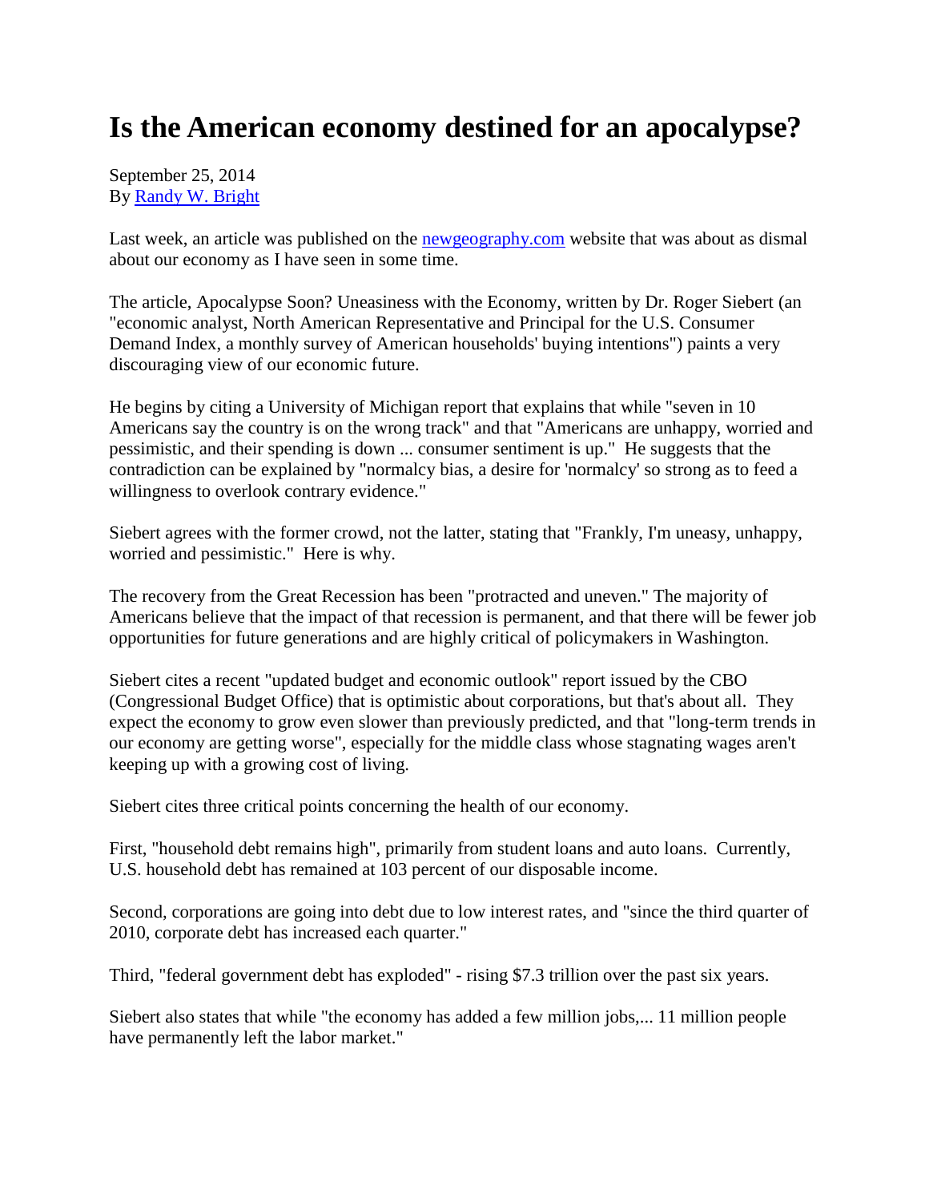# Is the American economy destined for an apocalypse?

September 25, 2014
By [Randy W. Bright](#)

Last week, an article was published on the [newgeography.com](#) website that was about as dismal about our economy as I have seen in some time.

The article, Apocalypse Soon? Uneasiness with the Economy, written by Dr. Roger Siebert (an "economic analyst, North American Representative and Principal for the U.S. Consumer Demand Index, a monthly survey of American households' buying intentions") paints a very discouraging view of our economic future.

He begins by citing a University of Michigan report that explains that while "seven in 10 Americans say the country is on the wrong track" and that "Americans are unhappy, worried and pessimistic, and their spending is down ... consumer sentiment is up." He suggests that the contradiction can be explained by "normalcy bias, a desire for 'normalcy' so strong as to feed a willingness to overlook contrary evidence."

Siebert agrees with the former crowd, not the latter, stating that "Frankly, I'm uneasy, unhappy, worried and pessimistic." Here is why.

The recovery from the Great Recession has been "protracted and uneven." The majority of Americans believe that the impact of that recession is permanent, and that there will be fewer job opportunities for future generations and are highly critical of policymakers in Washington.

Siebert cites a recent "updated budget and economic outlook" report issued by the CBO (Congressional Budget Office) that is optimistic about corporations, but that's about all. They expect the economy to grow even slower than previously predicted, and that "long-term trends in our economy are getting worse", especially for the middle class whose stagnating wages aren't keeping up with a growing cost of living.

Siebert cites three critical points concerning the health of our economy.

First, "household debt remains high", primarily from student loans and auto loans. Currently, U.S. household debt has remained at 103 percent of our disposable income.

Second, corporations are going into debt due to low interest rates, and "since the third quarter of 2010, corporate debt has increased each quarter."

Third, "federal government debt has exploded" - rising $7.3 trillion over the past six years.

Siebert also states that while "the economy has added a few million jobs,... 11 million people have permanently left the labor market."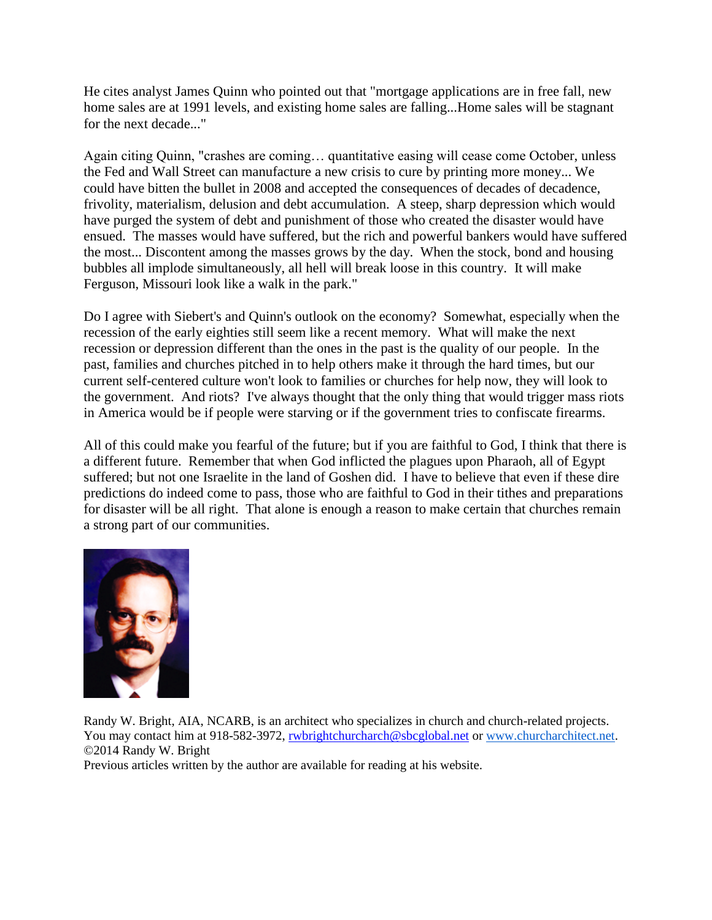He cites analyst James Quinn who pointed out that "mortgage applications are in free fall, new home sales are at 1991 levels, and existing home sales are falling...Home sales will be stagnant for the next decade..."

Again citing Quinn, "crashes are coming… quantitative easing will cease come October, unless the Fed and Wall Street can manufacture a new crisis to cure by printing more money... We could have bitten the bullet in 2008 and accepted the consequences of decades of decadence, frivolity, materialism, delusion and debt accumulation. A steep, sharp depression which would have purged the system of debt and punishment of those who created the disaster would have ensued. The masses would have suffered, but the rich and powerful bankers would have suffered the most... Discontent among the masses grows by the day. When the stock, bond and housing bubbles all implode simultaneously, all hell will break loose in this country. It will make Ferguson, Missouri look like a walk in the park."

Do I agree with Siebert's and Quinn's outlook on the economy? Somewhat, especially when the recession of the early eighties still seem like a recent memory. What will make the next recession or depression different than the ones in the past is the quality of our people. In the past, families and churches pitched in to help others make it through the hard times, but our current self-centered culture won't look to families or churches for help now, they will look to the government. And riots? I've always thought that the only thing that would trigger mass riots in America would be if people were starving or if the government tries to confiscate firearms.

All of this could make you fearful of the future; but if you are faithful to God, I think that there is a different future. Remember that when God inflicted the plagues upon Pharaoh, all of Egypt suffered; but not one Israelite in the land of Goshen did. I have to believe that even if these dire predictions do indeed come to pass, those who are faithful to God in their tithes and preparations for disaster will be all right. That alone is enough a reason to make certain that churches remain a strong part of our communities.

Randy W. Bright, AIA, NCARB, is an architect who specializes in church and church-related projects. You may contact him at 918-582-3972, rwbrightchurcharch@sbcglobal.net or www.churcharchitect.net.
©2014 Randy W. Bright
Previous articles written by the author are available for reading at his website.